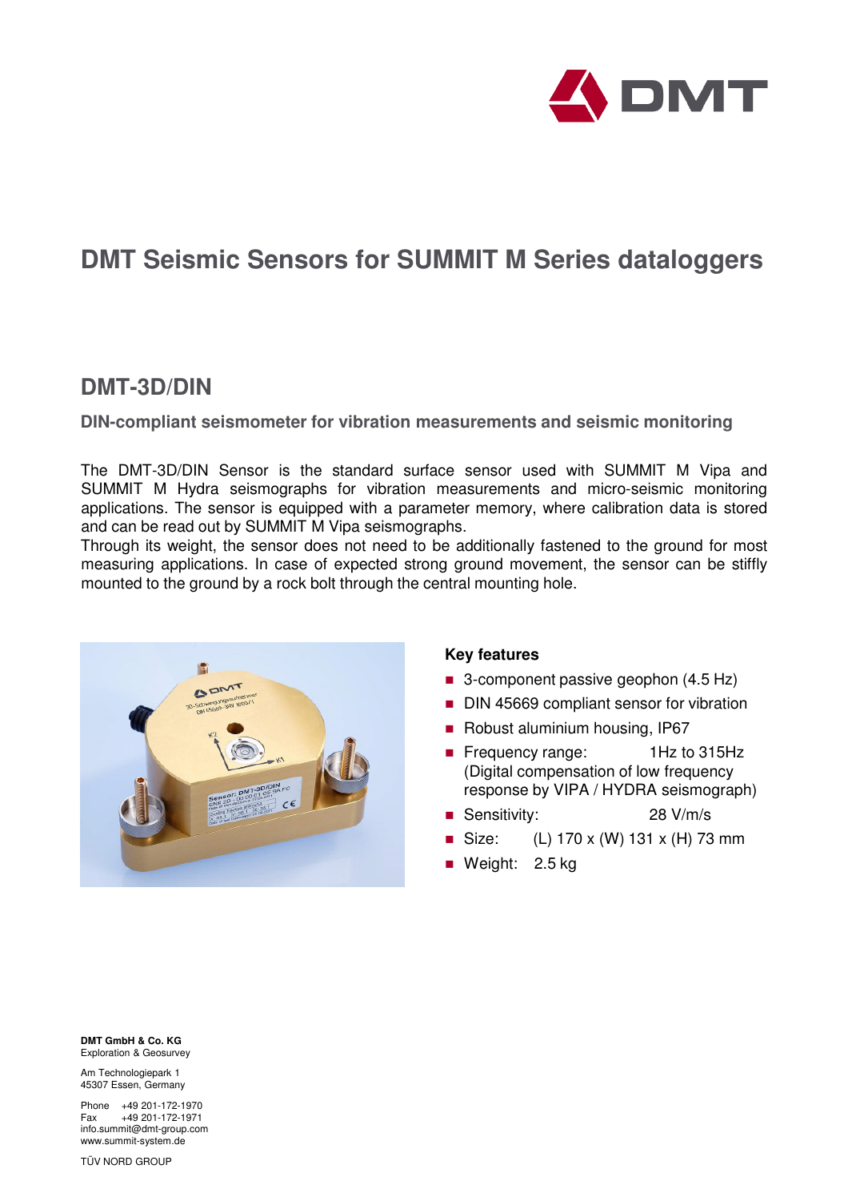# DMT Seismic Sensors for SUMMIT M Series dataloggers

## DMT-3D/DIN

### DIN-compliant seismometer for vibration measurements and seismic monitoring

The DMT-3D/DIN Sensor is the standard surface sensor used with SUMMIT M Vipa and SUMMIT M Hydra seismographs for vibration measurements and micro-seismic monitoring applications. The sensor is equipped with a parameter memory, where calibration data is stored and can be read out by SUMMIT M Vipa seismographs.
Through its weight, the sensor does not need to be additionally fastened to the ground for most measuring applications. In case of expected strong ground movement, the sensor can be stiffly mounted to the ground by a rock bolt through the central mounting hole.

**Key features**

- 3-component passive geophon (4.5 Hz)
- DIN 45669 compliant sensor for vibration
- Robust aluminium housing, IP67
- Frequency range: 1Hz to 315Hz (Digital compensation of low frequency response by VIPA / HYDRA seismograph)
- Sensitivity: 28 V/m/s
- Size: (L) 170 x (W) 131 x (H) 73 mm
- Weight: 2.5 kg

**DMT GmbH & Co. KG**
Exploration & Geosurvey

Am Technologiepark 1
45307 Essen, Germany

Phone +49 201-172-1970
Fax +49 201-172-1971
info.summit@dmt-group.com
www.summit-system.de

TÜV NORD GROUP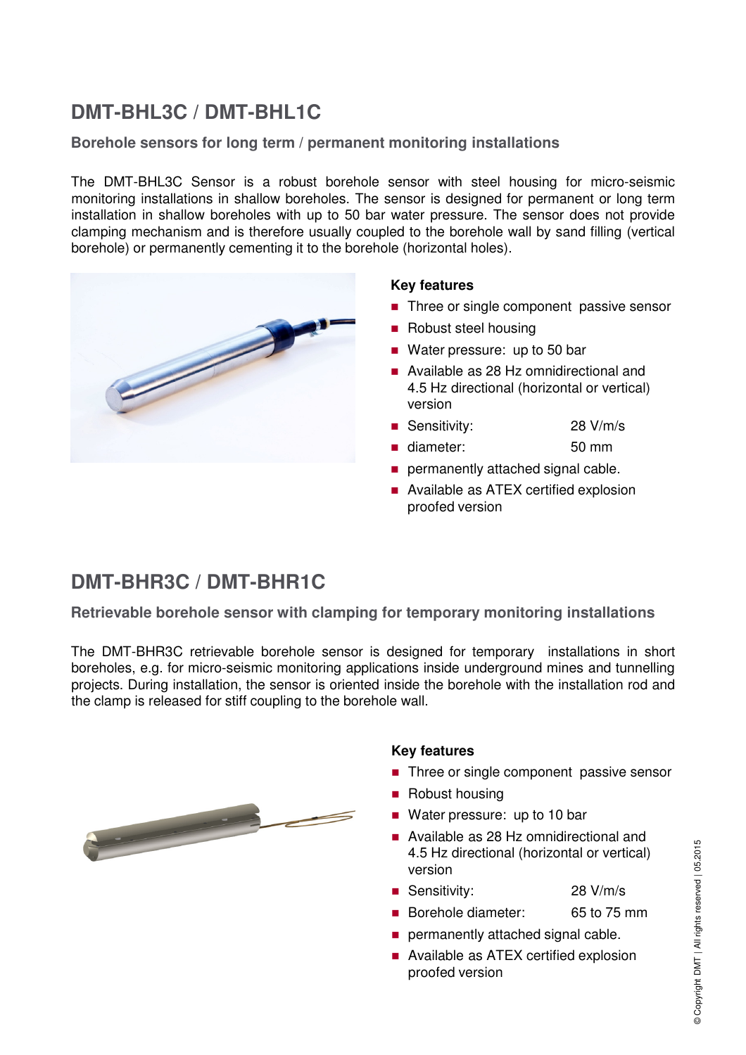## DMT-BHL3C / DMT-BHL1C

### Borehole sensors for long term / permanent monitoring installations

The DMT-BHL3C Sensor is a robust borehole sensor with steel housing for micro-seismic monitoring installations in shallow boreholes. The sensor is designed for permanent or long term installation in shallow boreholes with up to 50 bar water pressure. The sensor does not provide clamping mechanism and is therefore usually coupled to the borehole wall by sand filling (vertical borehole) or permanently cementing it to the borehole (horizontal holes).

**Key features**

- Three or single component passive sensor
- Robust steel housing
- Water pressure: up to 50 bar
- Available as 28 Hz omnidirectional and 4.5 Hz directional (horizontal or vertical) version
- Sensitivity: 28 V/m/s
- diameter: 50 mm
- permanently attached signal cable.
- Available as ATEX certified explosion proofed version

## DMT-BHR3C / DMT-BHR1C

### Retrievable borehole sensor with clamping for temporary monitoring installations

The DMT-BHR3C retrievable borehole sensor is designed for temporary installations in short boreholes, e.g. for micro-seismic monitoring applications inside underground mines and tunnelling projects. During installation, the sensor is oriented inside the borehole with the installation rod and the clamp is released for stiff coupling to the borehole wall.

**Key features**

- Three or single component passive sensor
- Robust housing
- Water pressure: up to 10 bar
- Available as 28 Hz omnidirectional and 4.5 Hz directional (horizontal or vertical) version
- Sensitivity: 28 V/m/s
- Borehole diameter: 65 to 75 mm
- permanently attached signal cable.
- Available as ATEX certified explosion proofed version

© Copyright DMT | All rights reserved | 05.2015